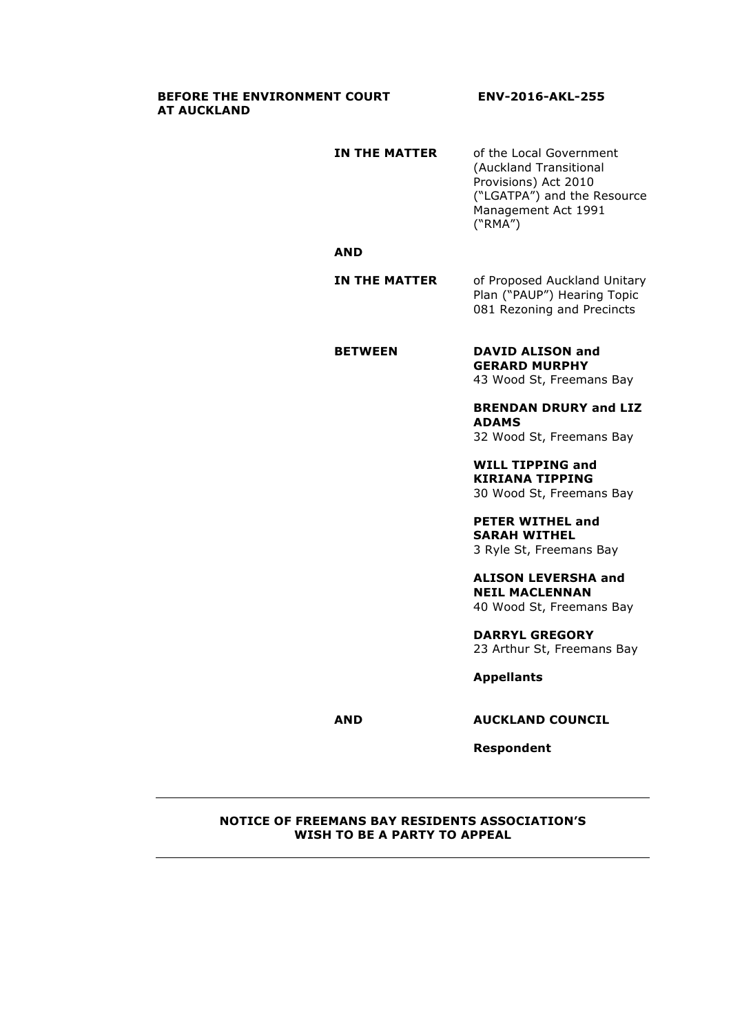**BEFORE THE ENVIRONMENT COURT AT AUCKLAND** **ENV-2016-AKL-255**

**IN THE MATTER** of the Local Government (Auckland Transitional Provisions) Act 2010 ("LGATPA") and the Resource Management Act 1991 ("RMA")

**AND**

**IN THE MATTER** of Proposed Auckland Unitary Plan ("PAUP") Hearing Topic 081 Rezoning and Precincts

**BETWEEN**

**DAVID ALISON and GERARD MURPHY**
43 Wood St, Freemans Bay

**BRENDAN DRURY and LIZ ADAMS**
32 Wood St, Freemans Bay

**WILL TIPPING and KIRIANA TIPPING**
30 Wood St, Freemans Bay

**PETER WITHEL and SARAH WITHEL**
3 Ryle St, Freemans Bay

**ALISON LEVERSHA and NEIL MACLENNAN**
40 Wood St, Freemans Bay

**DARRYL GREGORY**
23 Arthur St, Freemans Bay

**Appellants**

**AND** **AUCKLAND COUNCIL**

**Respondent**

---

**NOTICE OF FREEMANS BAY RESIDENTS ASSOCIATION'S WISH TO BE A PARTY TO APPEAL**

---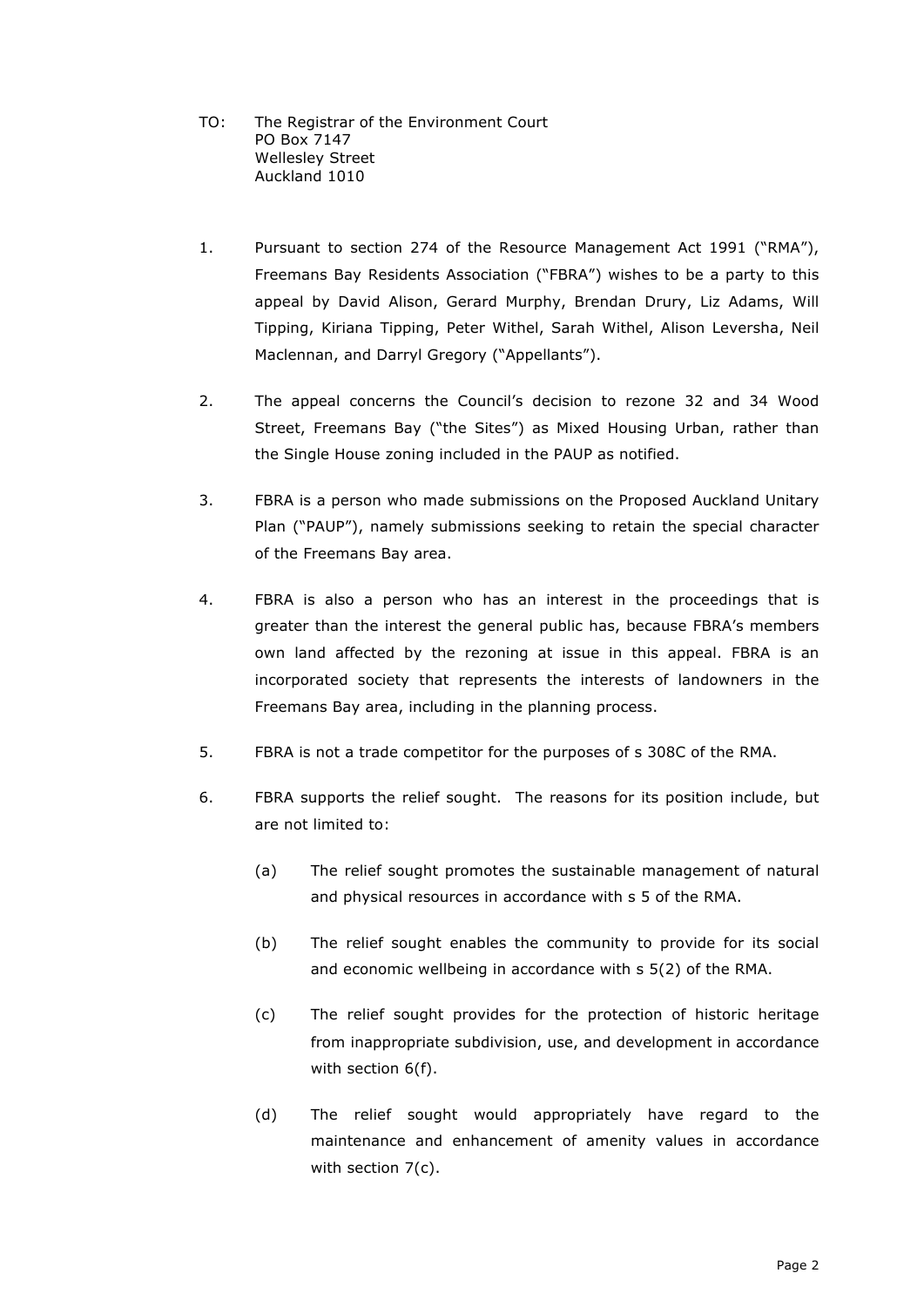TO: The Registrar of the Environment Court
PO Box 7147
Wellesley Street
Auckland 1010

1. Pursuant to section 274 of the Resource Management Act 1991 ("RMA"), Freemans Bay Residents Association ("FBRA") wishes to be a party to this appeal by David Alison, Gerard Murphy, Brendan Drury, Liz Adams, Will Tipping, Kiriana Tipping, Peter Withel, Sarah Withel, Alison Leversha, Neil Maclennan, and Darryl Gregory ("Appellants").

2. The appeal concerns the Council's decision to rezone 32 and 34 Wood Street, Freemans Bay ("the Sites") as Mixed Housing Urban, rather than the Single House zoning included in the PAUP as notified.

3. FBRA is a person who made submissions on the Proposed Auckland Unitary Plan ("PAUP"), namely submissions seeking to retain the special character of the Freemans Bay area.

4. FBRA is also a person who has an interest in the proceedings that is greater than the interest the general public has, because FBRA's members own land affected by the rezoning at issue in this appeal. FBRA is an incorporated society that represents the interests of landowners in the Freemans Bay area, including in the planning process.

5. FBRA is not a trade competitor for the purposes of s 308C of the RMA.

6. FBRA supports the relief sought. The reasons for its position include, but are not limited to:

   (a) The relief sought promotes the sustainable management of natural and physical resources in accordance with s 5 of the RMA.

   (b) The relief sought enables the community to provide for its social and economic wellbeing in accordance with s 5(2) of the RMA.

   (c) The relief sought provides for the protection of historic heritage from inappropriate subdivision, use, and development in accordance with section 6(f).

   (d) The relief sought would appropriately have regard to the maintenance and enhancement of amenity values in accordance with section 7(c).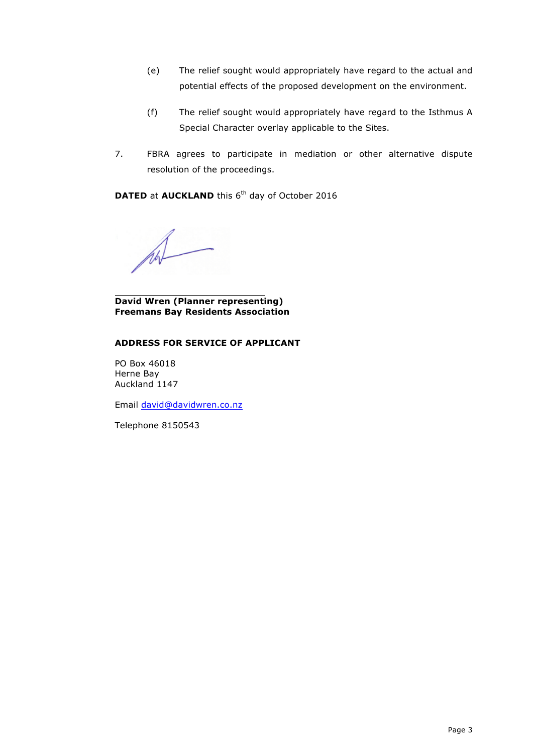(e) The relief sought would appropriately have regard to the actual and potential effects of the proposed development on the environment.

(f) The relief sought would appropriately have regard to the Isthmus A Special Character overlay applicable to the Sites.

7. FBRA agrees to participate in mediation or other alternative dispute resolution of the proceedings.

**DATED** at **AUCKLAND** this 6th day of October 2016

**David Wren (Planner representing)**
**Freemans Bay Residents Association**

**ADDRESS FOR SERVICE OF APPLICANT**

PO Box 46018
Herne Bay
Auckland 1147

Email david@davidwren.co.nz

Telephone 8150543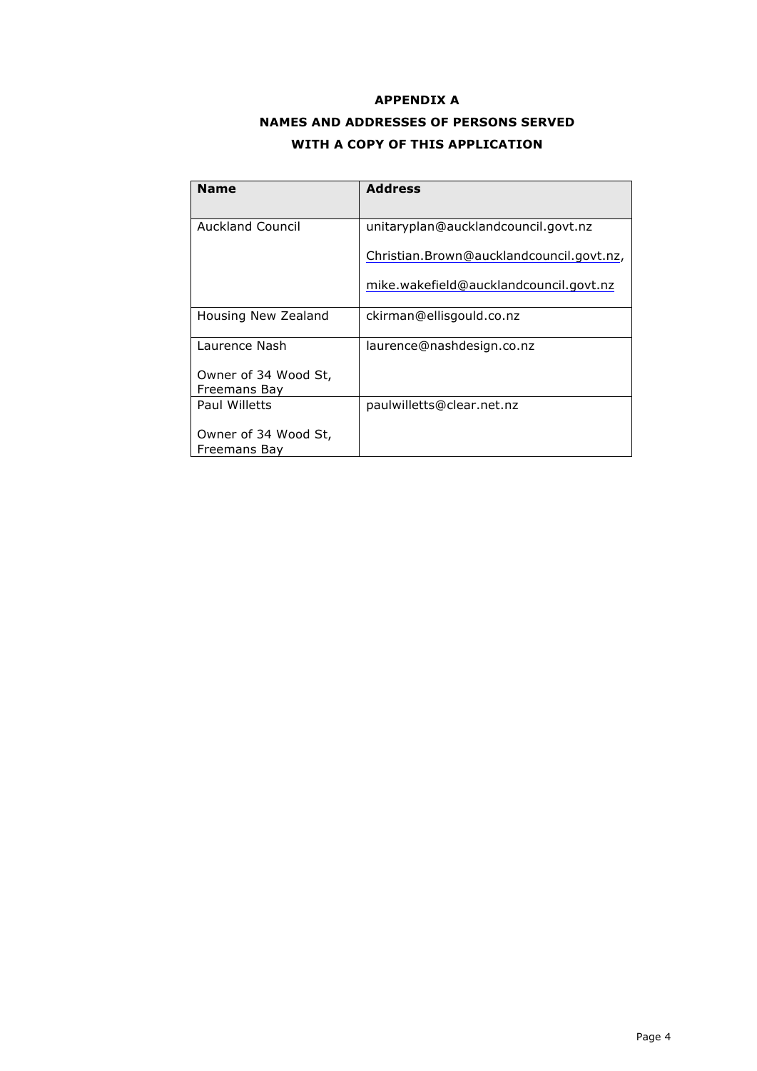## APPENDIX A

## NAMES AND ADDRESSES OF PERSONS SERVED WITH A COPY OF THIS APPLICATION

| Name | Address |
|---|---|
| Auckland Council | unitaryplan@aucklandcouncil.govt.nz<br><br>Christian.Brown@aucklandcouncil.govt.nz,<br><br>mike.wakefield@aucklandcouncil.govt.nz |
| Housing New Zealand | ckirman@ellisgould.co.nz |
| Laurence Nash<br><br>Owner of 34 Wood St, Freemans Bay | laurence@nashdesign.co.nz |
| Paul Willetts<br><br>Owner of 34 Wood St, Freemans Bay | paulwilletts@clear.net.nz |